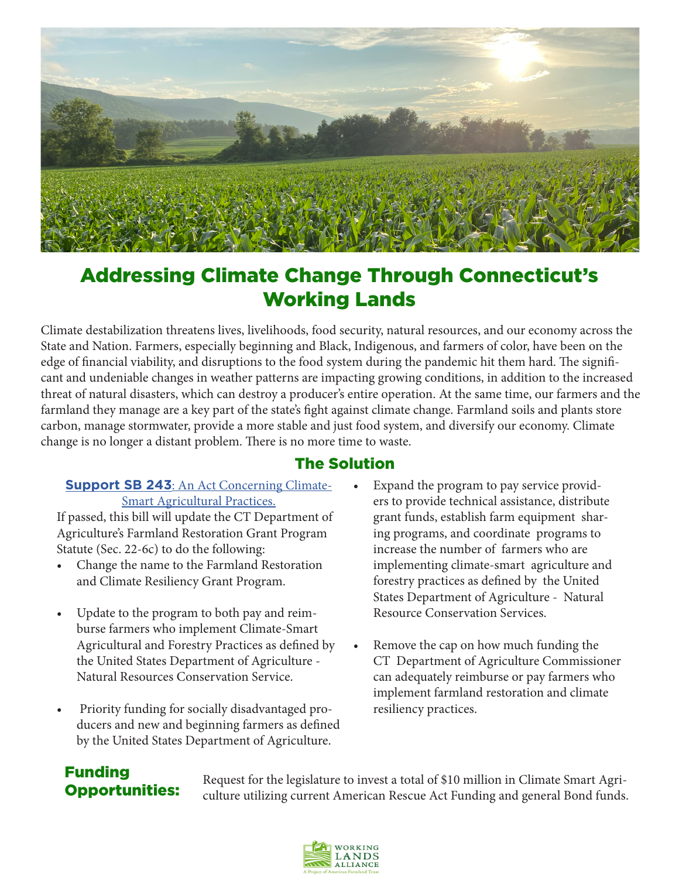# Addressing Climate Change Through Connecticut's Working Lands

Climate destabilization threatens lives, livelihoods, food security, natural resources, and our economy across the State and Nation. Farmers, especially beginning and Black, Indigenous, and farmers of color, have been on the edge of financial viability, and disruptions to the food system during the pandemic hit them hard. The significant and undeniable changes in weather patterns are impacting growing conditions, in addition to the increased threat of natural disasters, which can destroy a producer's entire operation. At the same time, our farmers and the farmland they manage are a key part of the state's fight against climate change. Farmland soils and plants store carbon, manage stormwater, provide a more stable and just food system, and diversify our economy. Climate change is no longer a distant problem. There is no more time to waste.

## The Solution

**Support SB 243**: An Act Concerning Climate-Smart Agricultural Practices.

If passed, this bill will update the CT Department of Agriculture's Farmland Restoration Grant Program Statute (Sec. 22-6c) to do the following:

- Change the name to the Farmland Restoration and Climate Resiliency Grant Program.
- Update to the program to both pay and reimburse farmers who implement Climate-Smart Agricultural and Forestry Practices as defined by the United States Department of Agriculture - Natural Resources Conservation Service.
- Priority funding for socially disadvantaged producers and new and beginning farmers as defined by the United States Department of Agriculture.
- Expand the program to pay service providers to provide technical assistance, distribute grant funds, establish farm equipment sharing programs, and coordinate programs to increase the number of farmers who are implementing climate-smart agriculture and forestry practices as defined by the United States Department of Agriculture - Natural Resource Conservation Services.
- Remove the cap on how much funding the CT Department of Agriculture Commissioner can adequately reimburse or pay farmers who implement farmland restoration and climate resiliency practices.

## Funding Opportunities:

Request for the legislature to invest a total of $10 million in Climate Smart Agriculture utilizing current American Rescue Act Funding and general Bond funds.

WORKING LANDS ALLIANCE
A Project of American Farmland Trust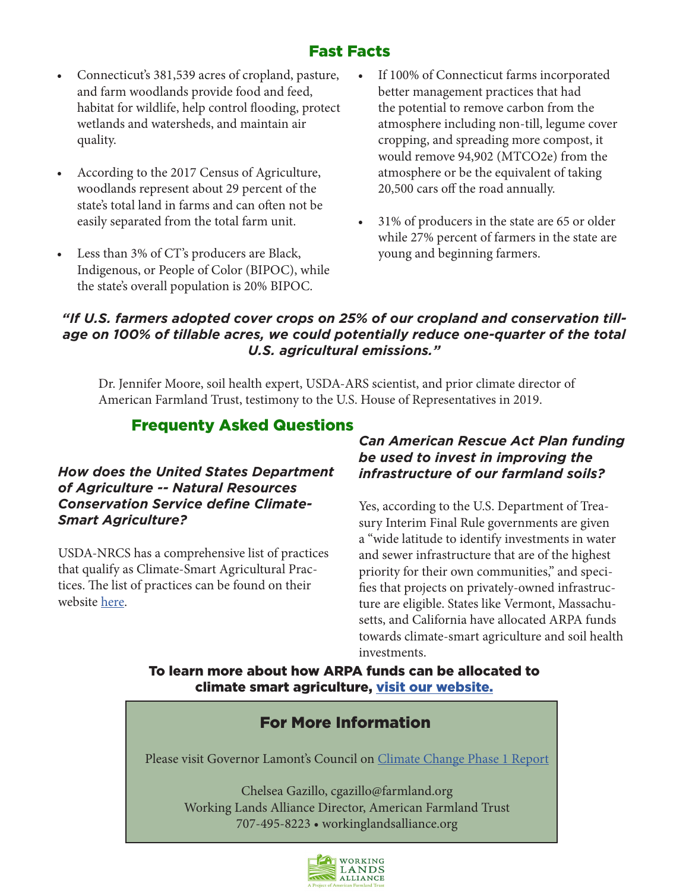## Fast Facts

- Connecticut's 381,539 acres of cropland, pasture, and farm woodlands provide food and feed, habitat for wildlife, help control flooding, protect wetlands and watersheds, and maintain air quality.
- According to the 2017 Census of Agriculture, woodlands represent about 29 percent of the state's total land in farms and can often not be easily separated from the total farm unit.
- Less than 3% of CT's producers are Black, Indigenous, or People of Color (BIPOC), while the state's overall population is 20% BIPOC.
- If 100% of Connecticut farms incorporated better management practices that had the potential to remove carbon from the atmosphere including non-till, legume cover cropping, and spreading more compost, it would remove 94,902 (MTCO2e) from the atmosphere or be the equivalent of taking 20,500 cars off the road annually.
- 31% of producers in the state are 65 or older while 27% percent of farmers in the state are young and beginning farmers.

***"If U.S. farmers adopted cover crops on 25% of our cropland and conservation tillage on 100% of tillable acres, we could potentially reduce one-quarter of the total U.S. agricultural emissions."***

Dr. Jennifer Moore, soil health expert, USDA-ARS scientist, and prior climate director of American Farmland Trust, testimony to the U.S. House of Representatives in 2019.

## Frequenty Asked Questions

### *How does the United States Department of Agriculture -- Natural Resources Conservation Service define Climate-Smart Agriculture?*

USDA-NRCS has a comprehensive list of practices that qualify as Climate-Smart Agricultural Practices. The list of practices can be found on their website here.

### *Can American Rescue Act Plan funding be used to invest in improving the infrastructure of our farmland soils?*

Yes, according to the U.S. Department of Treasury Interim Final Rule governments are given a "wide latitude to identify investments in water and sewer infrastructure that are of the highest priority for their own communities," and specifies that projects on privately-owned infrastructure are eligible. States like Vermont, Massachusetts, and California have allocated ARPA funds towards climate-smart agriculture and soil health investments.

**To learn more about how ARPA funds can be allocated to climate smart agriculture, visit our website.**

## For More Information

Please visit Governor Lamont's Council on Climate Change Phase 1 Report

Chelsea Gazillo, cgazillo@farmland.org
Working Lands Alliance Director, American Farmland Trust
707-495-8223 • workinglandsalliance.org

WORKING LANDS ALLIANCE
A Project of American Farmland Trust